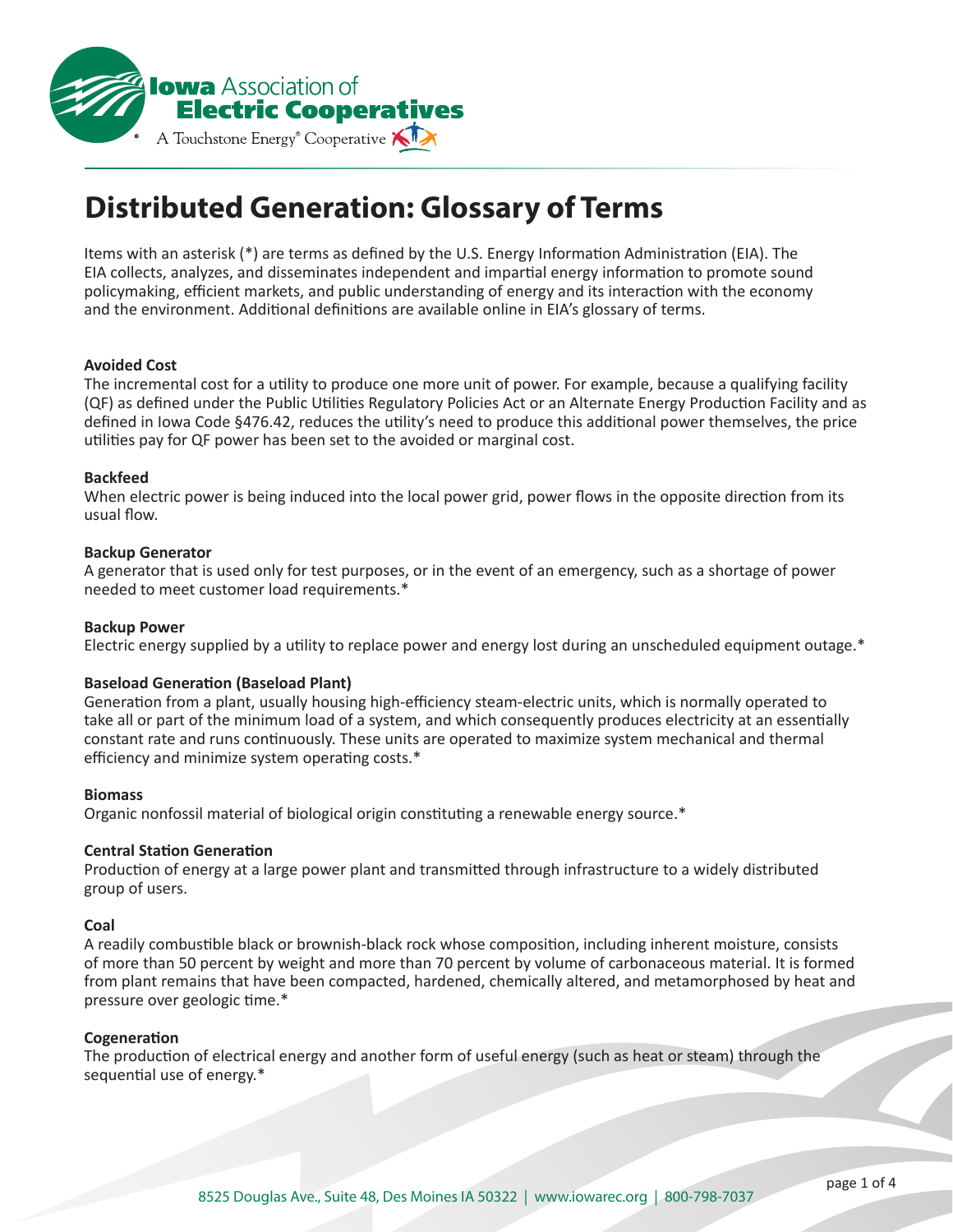# Distributed Generation: Glossary of Terms

Items with an asterisk (*) are terms as defined by the U.S. Energy Information Administration (EIA). The EIA collects, analyzes, and disseminates independent and impartial energy information to promote sound policymaking, efficient markets, and public understanding of energy and its interaction with the economy and the environment. Additional definitions are available online in EIA's glossary of terms.

**Avoided Cost**
The incremental cost for a utility to produce one more unit of power. For example, because a qualifying facility (QF) as defined under the Public Utilities Regulatory Policies Act or an Alternate Energy Production Facility and as defined in Iowa Code §476.42, reduces the utility's need to produce this additional power themselves, the price utilities pay for QF power has been set to the avoided or marginal cost.

**Backfeed**
When electric power is being induced into the local power grid, power flows in the opposite direction from its usual flow.

**Backup Generator**
A generator that is used only for test purposes, or in the event of an emergency, such as a shortage of power needed to meet customer load requirements.*

**Backup Power**
Electric energy supplied by a utility to replace power and energy lost during an unscheduled equipment outage.*

**Baseload Generation (Baseload Plant)**
Generation from a plant, usually housing high-efficiency steam-electric units, which is normally operated to take all or part of the minimum load of a system, and which consequently produces electricity at an essentially constant rate and runs continuously. These units are operated to maximize system mechanical and thermal efficiency and minimize system operating costs.*

**Biomass**
Organic nonfossil material of biological origin constituting a renewable energy source.*

**Central Station Generation**
Production of energy at a large power plant and transmitted through infrastructure to a widely distributed group of users.

**Coal**
A readily combustible black or brownish-black rock whose composition, including inherent moisture, consists of more than 50 percent by weight and more than 70 percent by volume of carbonaceous material. It is formed from plant remains that have been compacted, hardened, chemically altered, and metamorphosed by heat and pressure over geologic time.*

**Cogeneration**
The production of electrical energy and another form of useful energy (such as heat or steam) through the sequential use of energy.*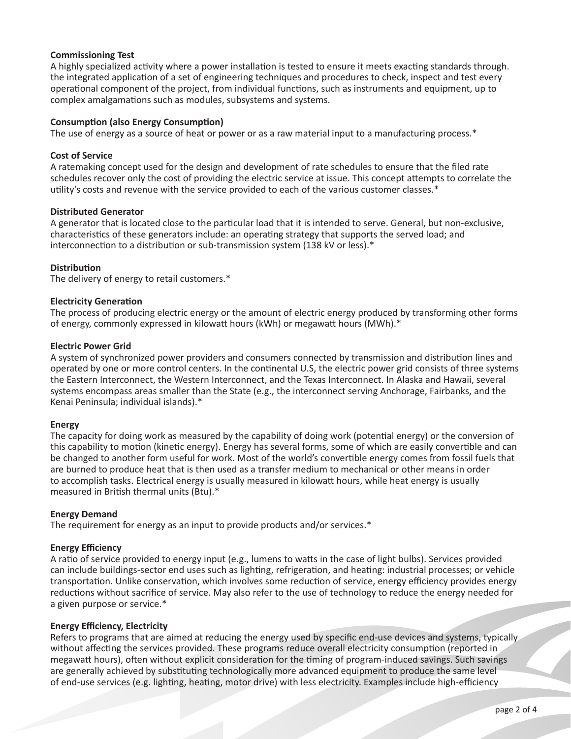**Commissioning Test**
A highly specialized activity where a power installation is tested to ensure it meets exacting standards through. the integrated application of a set of engineering techniques and procedures to check, inspect and test every operational component of the project, from individual functions, such as instruments and equipment, up to complex amalgamations such as modules, subsystems and systems.

**Consumption (also Energy Consumption)**
The use of energy as a source of heat or power or as a raw material input to a manufacturing process.*

**Cost of Service**
A ratemaking concept used for the design and development of rate schedules to ensure that the filed rate schedules recover only the cost of providing the electric service at issue. This concept attempts to correlate the utility's costs and revenue with the service provided to each of the various customer classes.*

**Distributed Generator**
A generator that is located close to the particular load that it is intended to serve. General, but non-exclusive, characteristics of these generators include: an operating strategy that supports the served load; and interconnection to a distribution or sub-transmission system (138 kV or less).*

**Distribution**
The delivery of energy to retail customers.*

**Electricity Generation**
The process of producing electric energy or the amount of electric energy produced by transforming other forms of energy, commonly expressed in kilowatt hours (kWh) or megawatt hours (MWh).*

**Electric Power Grid**
A system of synchronized power providers and consumers connected by transmission and distribution lines and operated by one or more control centers. In the continental U.S, the electric power grid consists of three systems the Eastern Interconnect, the Western Interconnect, and the Texas Interconnect. In Alaska and Hawaii, several systems encompass areas smaller than the State (e.g., the interconnect serving Anchorage, Fairbanks, and the Kenai Peninsula; individual islands).*

**Energy**
The capacity for doing work as measured by the capability of doing work (potential energy) or the conversion of this capability to motion (kinetic energy). Energy has several forms, some of which are easily convertible and can be changed to another form useful for work. Most of the world's convertible energy comes from fossil fuels that are burned to produce heat that is then used as a transfer medium to mechanical or other means in order to accomplish tasks. Electrical energy is usually measured in kilowatt hours, while heat energy is usually measured in British thermal units (Btu).*

**Energy Demand**
The requirement for energy as an input to provide products and/or services.*

**Energy Efficiency**
A ratio of service provided to energy input (e.g., lumens to watts in the case of light bulbs). Services provided can include buildings-sector end uses such as lighting, refrigeration, and heating: industrial processes; or vehicle transportation. Unlike conservation, which involves some reduction of service, energy efficiency provides energy reductions without sacrifice of service. May also refer to the use of technology to reduce the energy needed for a given purpose or service.*

**Energy Efficiency, Electricity**
Refers to programs that are aimed at reducing the energy used by specific end-use devices and systems, typically without affecting the services provided. These programs reduce overall electricity consumption (reported in megawatt hours), often without explicit consideration for the timing of program-induced savings. Such savings are generally achieved by substituting technologically more advanced equipment to produce the same level of end-use services (e.g. lighting, heating, motor drive) with less electricity. Examples include high-efficiency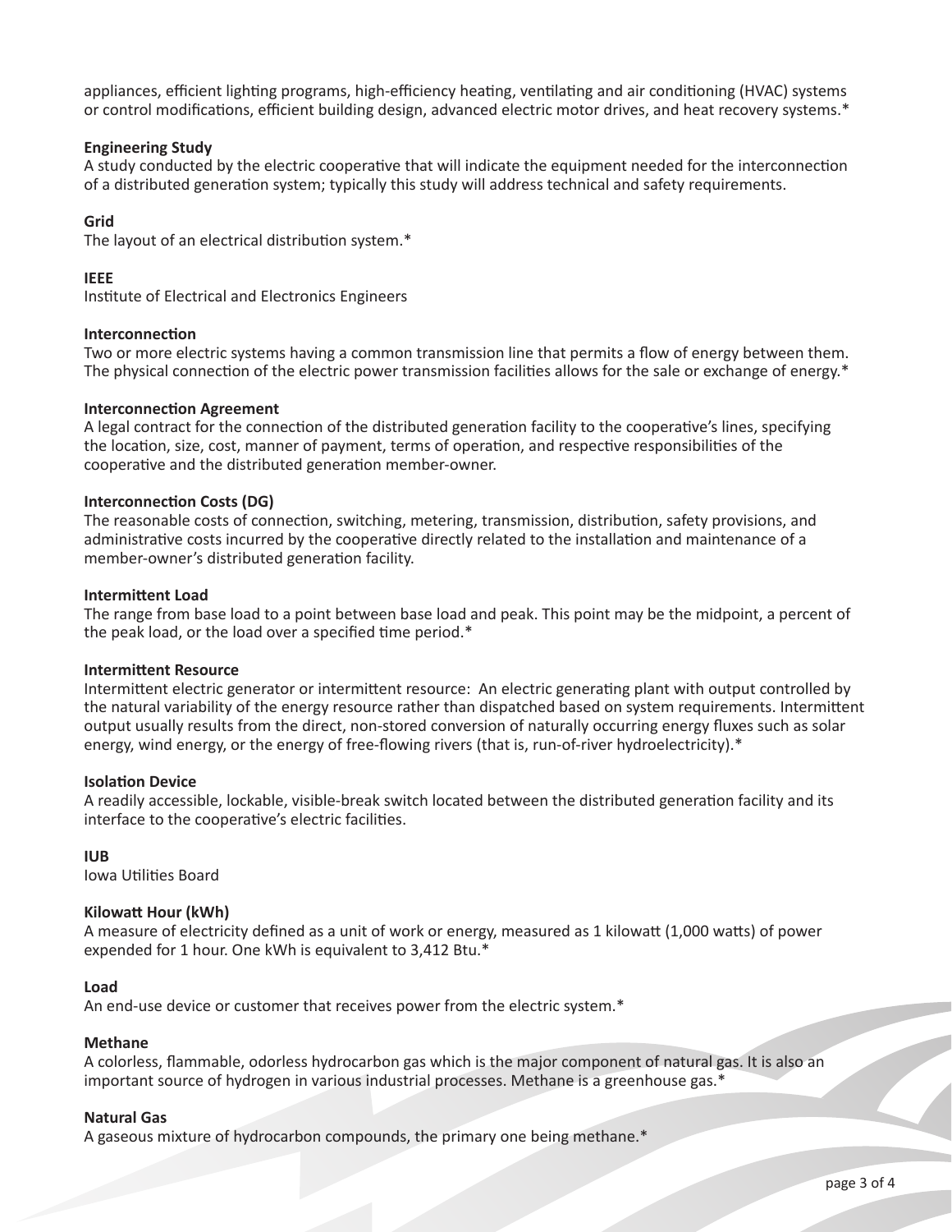appliances, efficient lighting programs, high-efficiency heating, ventilating and air conditioning (HVAC) systems or control modifications, efficient building design, advanced electric motor drives, and heat recovery systems.*

**Engineering Study**
A study conducted by the electric cooperative that will indicate the equipment needed for the interconnection of a distributed generation system; typically this study will address technical and safety requirements.

**Grid**
The layout of an electrical distribution system.*

**IEEE**
Institute of Electrical and Electronics Engineers

**Interconnection**
Two or more electric systems having a common transmission line that permits a flow of energy between them. The physical connection of the electric power transmission facilities allows for the sale or exchange of energy.*

**Interconnection Agreement**
A legal contract for the connection of the distributed generation facility to the cooperative's lines, specifying the location, size, cost, manner of payment, terms of operation, and respective responsibilities of the cooperative and the distributed generation member-owner.

**Interconnection Costs (DG)**
The reasonable costs of connection, switching, metering, transmission, distribution, safety provisions, and administrative costs incurred by the cooperative directly related to the installation and maintenance of a member-owner's distributed generation facility.

**Intermittent Load**
The range from base load to a point between base load and peak. This point may be the midpoint, a percent of the peak load, or the load over a specified time period.*

**Intermittent Resource**
Intermittent electric generator or intermittent resource: An electric generating plant with output controlled by the natural variability of the energy resource rather than dispatched based on system requirements. Intermittent output usually results from the direct, non-stored conversion of naturally occurring energy fluxes such as solar energy, wind energy, or the energy of free-flowing rivers (that is, run-of-river hydroelectricity).*

**Isolation Device**
A readily accessible, lockable, visible-break switch located between the distributed generation facility and its interface to the cooperative's electric facilities.

**IUB**
Iowa Utilities Board

**Kilowatt Hour (kWh)**
A measure of electricity defined as a unit of work or energy, measured as 1 kilowatt (1,000 watts) of power expended for 1 hour. One kWh is equivalent to 3,412 Btu.*

**Load**
An end-use device or customer that receives power from the electric system.*

**Methane**
A colorless, flammable, odorless hydrocarbon gas which is the major component of natural gas. It is also an important source of hydrogen in various industrial processes. Methane is a greenhouse gas.*

**Natural Gas**
A gaseous mixture of hydrocarbon compounds, the primary one being methane.*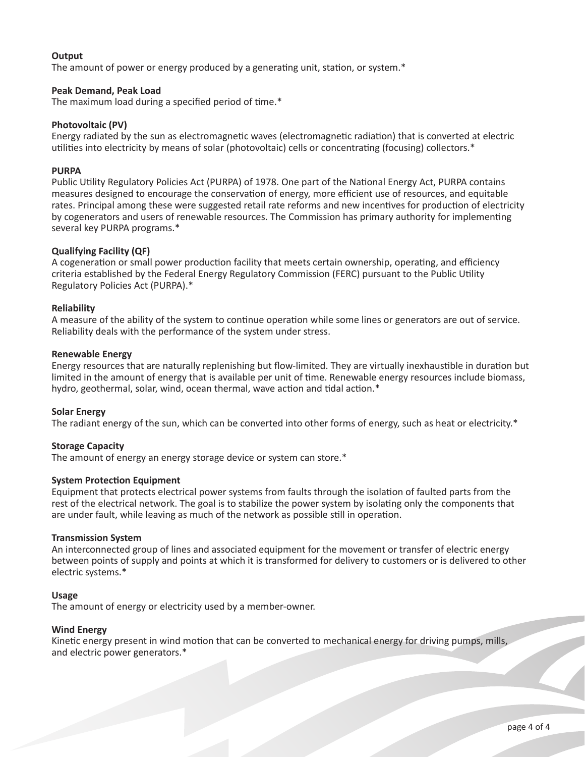**Output**
The amount of power or energy produced by a generating unit, station, or system.*

**Peak Demand, Peak Load**
The maximum load during a specified period of time.*

**Photovoltaic (PV)**
Energy radiated by the sun as electromagnetic waves (electromagnetic radiation) that is converted at electric utilities into electricity by means of solar (photovoltaic) cells or concentrating (focusing) collectors.*

**PURPA**
Public Utility Regulatory Policies Act (PURPA) of 1978. One part of the National Energy Act, PURPA contains measures designed to encourage the conservation of energy, more efficient use of resources, and equitable rates. Principal among these were suggested retail rate reforms and new incentives for production of electricity by cogenerators and users of renewable resources. The Commission has primary authority for implementing several key PURPA programs.*

**Qualifying Facility (QF)**
A cogeneration or small power production facility that meets certain ownership, operating, and efficiency criteria established by the Federal Energy Regulatory Commission (FERC) pursuant to the Public Utility Regulatory Policies Act (PURPA).*

**Reliability**
A measure of the ability of the system to continue operation while some lines or generators are out of service. Reliability deals with the performance of the system under stress.

**Renewable Energy**
Energy resources that are naturally replenishing but flow-limited. They are virtually inexhaustible in duration but limited in the amount of energy that is available per unit of time. Renewable energy resources include biomass, hydro, geothermal, solar, wind, ocean thermal, wave action and tidal action.*

**Solar Energy**
The radiant energy of the sun, which can be converted into other forms of energy, such as heat or electricity.*

**Storage Capacity**
The amount of energy an energy storage device or system can store.*

**System Protection Equipment**
Equipment that protects electrical power systems from faults through the isolation of faulted parts from the rest of the electrical network. The goal is to stabilize the power system by isolating only the components that are under fault, while leaving as much of the network as possible still in operation.

**Transmission System**
An interconnected group of lines and associated equipment for the movement or transfer of electric energy between points of supply and points at which it is transformed for delivery to customers or is delivered to other electric systems.*

**Usage**
The amount of energy or electricity used by a member-owner.

**Wind Energy**
Kinetic energy present in wind motion that can be converted to mechanical energy for driving pumps, mills, and electric power generators.*